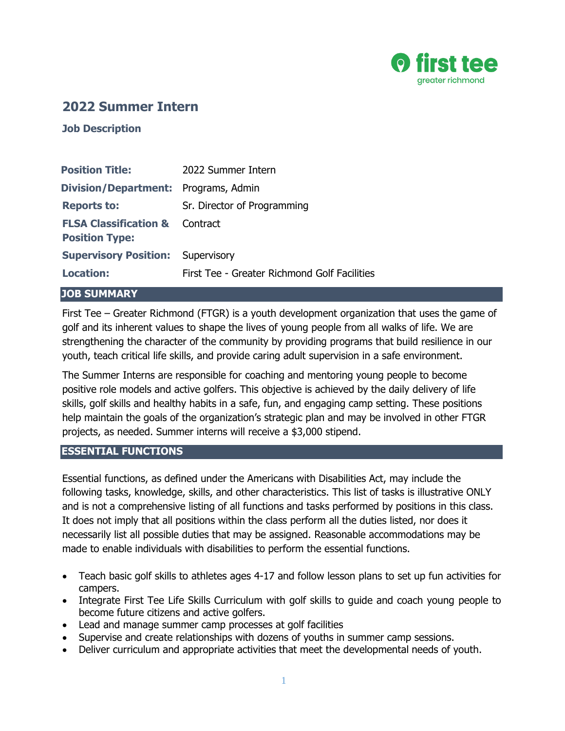# 2022 Summer Intern

## Job Description

| | |
|---|---|
| **Position Title:** | 2022 Summer Intern |
| **Division/Department:** | Programs, Admin |
| **Reports to:** | Sr. Director of Programming |
| **FLSA Classification & Position Type:** | Contract |
| **Supervisory Position:** | Supervisory |
| **Location:** | First Tee - Greater Richmond Golf Facilities |

## JOB SUMMARY

First Tee – Greater Richmond (FTGR) is a youth development organization that uses the game of golf and its inherent values to shape the lives of young people from all walks of life. We are strengthening the character of the community by providing programs that build resilience in our youth, teach critical life skills, and provide caring adult supervision in a safe environment.

The Summer Interns are responsible for coaching and mentoring young people to become positive role models and active golfers. This objective is achieved by the daily delivery of life skills, golf skills and healthy habits in a safe, fun, and engaging camp setting. These positions help maintain the goals of the organization's strategic plan and may be involved in other FTGR projects, as needed. Summer interns will receive a $3,000 stipend.

## ESSENTIAL FUNCTIONS

Essential functions, as defined under the Americans with Disabilities Act, may include the following tasks, knowledge, skills, and other characteristics. This list of tasks is illustrative ONLY and is not a comprehensive listing of all functions and tasks performed by positions in this class. It does not imply that all positions within the class perform all the duties listed, nor does it necessarily list all possible duties that may be assigned. Reasonable accommodations may be made to enable individuals with disabilities to perform the essential functions.

- Teach basic golf skills to athletes ages 4-17 and follow lesson plans to set up fun activities for campers.
- Integrate First Tee Life Skills Curriculum with golf skills to guide and coach young people to become future citizens and active golfers.
- Lead and manage summer camp processes at golf facilities
- Supervise and create relationships with dozens of youths in summer camp sessions.
- Deliver curriculum and appropriate activities that meet the developmental needs of youth.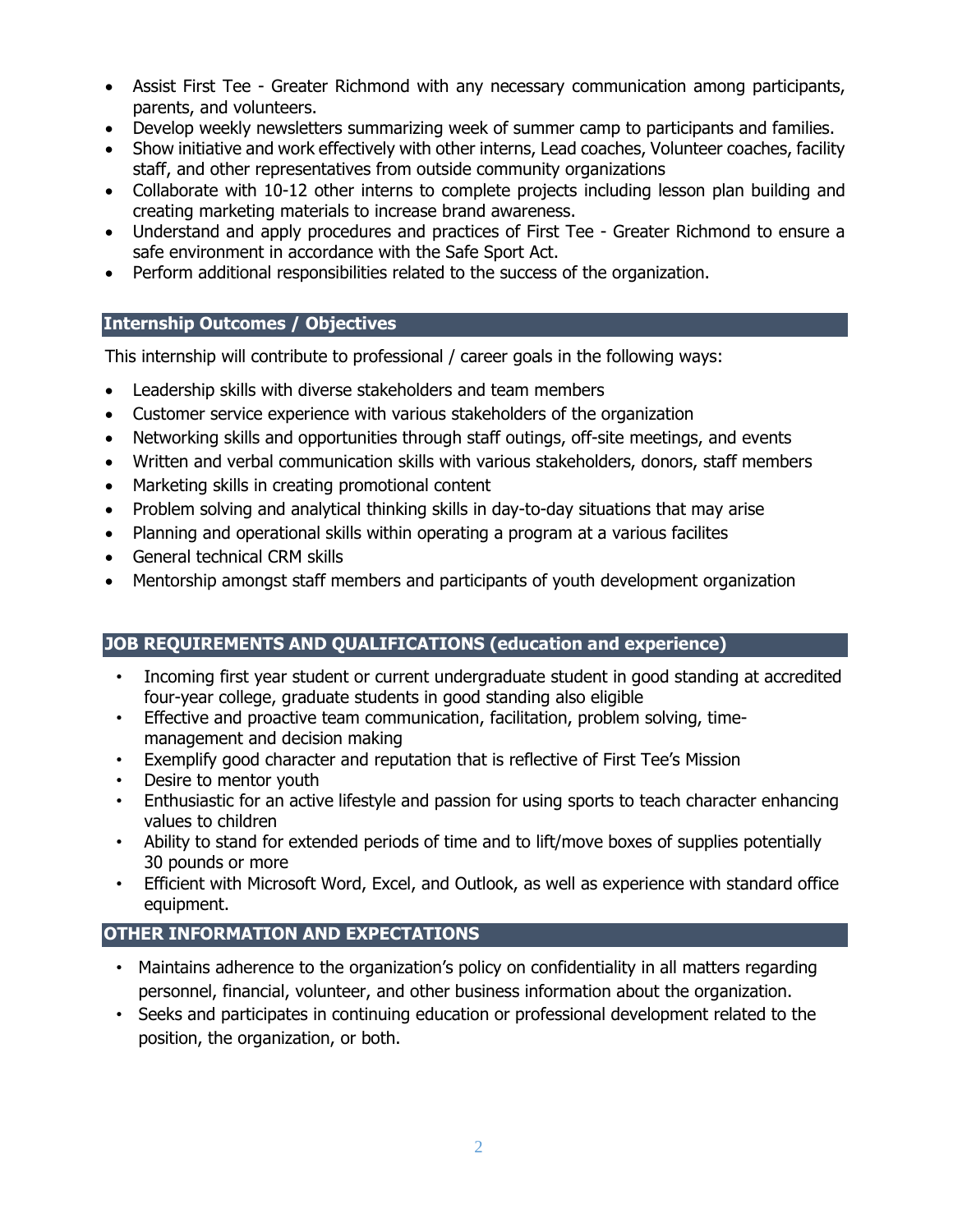- Assist First Tee - Greater Richmond with any necessary communication among participants, parents, and volunteers.
- Develop weekly newsletters summarizing week of summer camp to participants and families.
- Show initiative and work effectively with other interns, Lead coaches, Volunteer coaches, facility staff, and other representatives from outside community organizations
- Collaborate with 10-12 other interns to complete projects including lesson plan building and creating marketing materials to increase brand awareness.
- Understand and apply procedures and practices of First Tee - Greater Richmond to ensure a safe environment in accordance with the Safe Sport Act.
- Perform additional responsibilities related to the success of the organization.

## Internship Outcomes / Objectives

This internship will contribute to professional / career goals in the following ways:

- Leadership skills with diverse stakeholders and team members
- Customer service experience with various stakeholders of the organization
- Networking skills and opportunities through staff outings, off-site meetings, and events
- Written and verbal communication skills with various stakeholders, donors, staff members
- Marketing skills in creating promotional content
- Problem solving and analytical thinking skills in day-to-day situations that may arise
- Planning and operational skills within operating a program at a various facilites
- General technical CRM skills
- Mentorship amongst staff members and participants of youth development organization

## JOB REQUIREMENTS AND QUALIFICATIONS (education and experience)

- Incoming first year student or current undergraduate student in good standing at accredited four-year college, graduate students in good standing also eligible
- Effective and proactive team communication, facilitation, problem solving, time-management and decision making
- Exemplify good character and reputation that is reflective of First Tee's Mission
- Desire to mentor youth
- Enthusiastic for an active lifestyle and passion for using sports to teach character enhancing values to children
- Ability to stand for extended periods of time and to lift/move boxes of supplies potentially 30 pounds or more
- Efficient with Microsoft Word, Excel, and Outlook, as well as experience with standard office equipment.

## OTHER INFORMATION AND EXPECTATIONS

- Maintains adherence to the organization's policy on confidentiality in all matters regarding personnel, financial, volunteer, and other business information about the organization.
- Seeks and participates in continuing education or professional development related to the position, the organization, or both.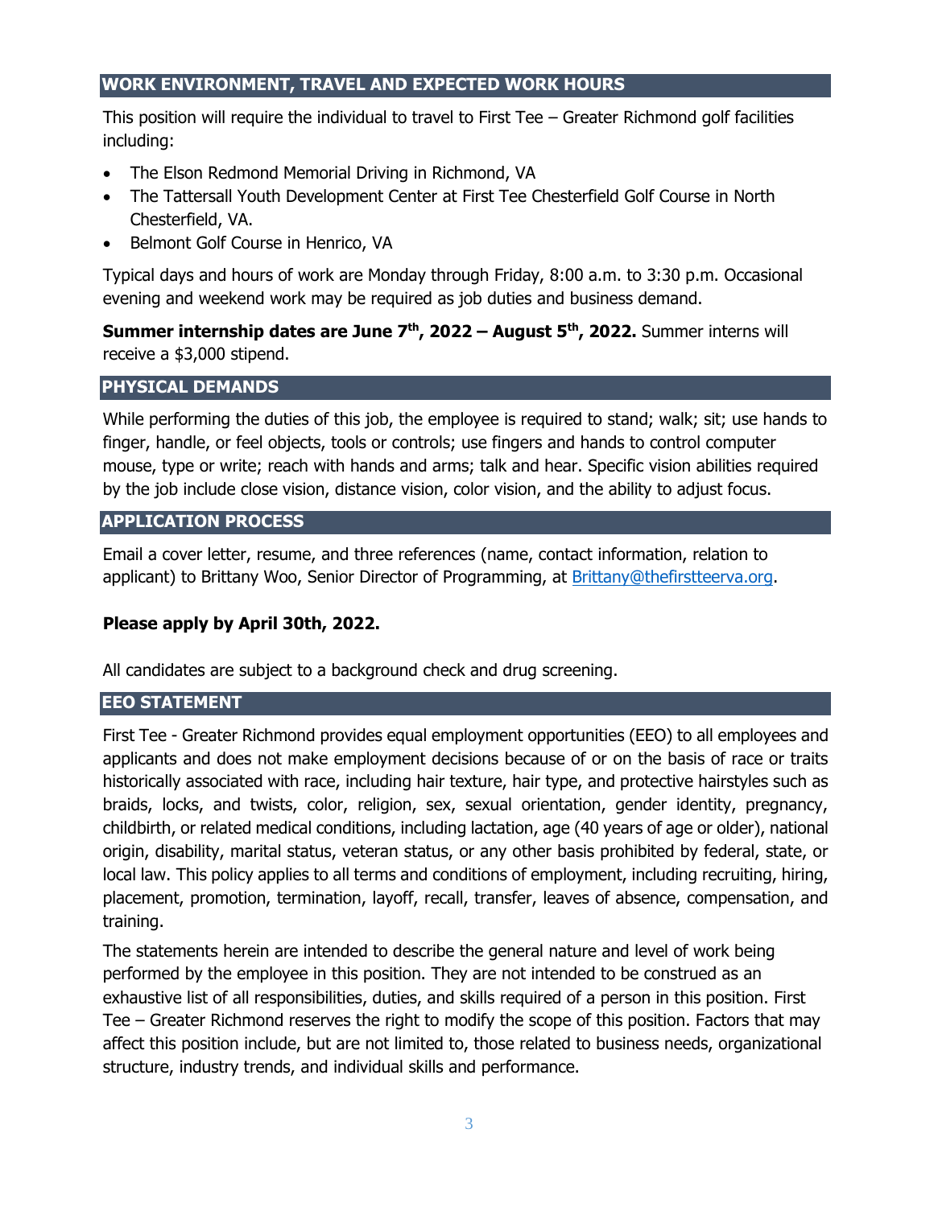## WORK ENVIRONMENT, TRAVEL AND EXPECTED WORK HOURS

This position will require the individual to travel to First Tee – Greater Richmond golf facilities including:

- The Elson Redmond Memorial Driving in Richmond, VA
- The Tattersall Youth Development Center at First Tee Chesterfield Golf Course in North Chesterfield, VA.
- Belmont Golf Course in Henrico, VA

Typical days and hours of work are Monday through Friday, 8:00 a.m. to 3:30 p.m. Occasional evening and weekend work may be required as job duties and business demand.

**Summer internship dates are June 7th, 2022 – August 5th, 2022.** Summer interns will receive a $3,000 stipend.

## PHYSICAL DEMANDS

While performing the duties of this job, the employee is required to stand; walk; sit; use hands to finger, handle, or feel objects, tools or controls; use fingers and hands to control computer mouse, type or write; reach with hands and arms; talk and hear. Specific vision abilities required by the job include close vision, distance vision, color vision, and the ability to adjust focus.

## APPLICATION PROCESS

Email a cover letter, resume, and three references (name, contact information, relation to applicant) to Brittany Woo, Senior Director of Programming, at Brittany@thefirstteerva.org.

**Please apply by April 30th, 2022.**

All candidates are subject to a background check and drug screening.

## EEO STATEMENT

First Tee - Greater Richmond provides equal employment opportunities (EEO) to all employees and applicants and does not make employment decisions because of or on the basis of race or traits historically associated with race, including hair texture, hair type, and protective hairstyles such as braids, locks, and twists, color, religion, sex, sexual orientation, gender identity, pregnancy, childbirth, or related medical conditions, including lactation, age (40 years of age or older), national origin, disability, marital status, veteran status, or any other basis prohibited by federal, state, or local law. This policy applies to all terms and conditions of employment, including recruiting, hiring, placement, promotion, termination, layoff, recall, transfer, leaves of absence, compensation, and training.

The statements herein are intended to describe the general nature and level of work being performed by the employee in this position. They are not intended to be construed as an exhaustive list of all responsibilities, duties, and skills required of a person in this position. First Tee – Greater Richmond reserves the right to modify the scope of this position. Factors that may affect this position include, but are not limited to, those related to business needs, organizational structure, industry trends, and individual skills and performance.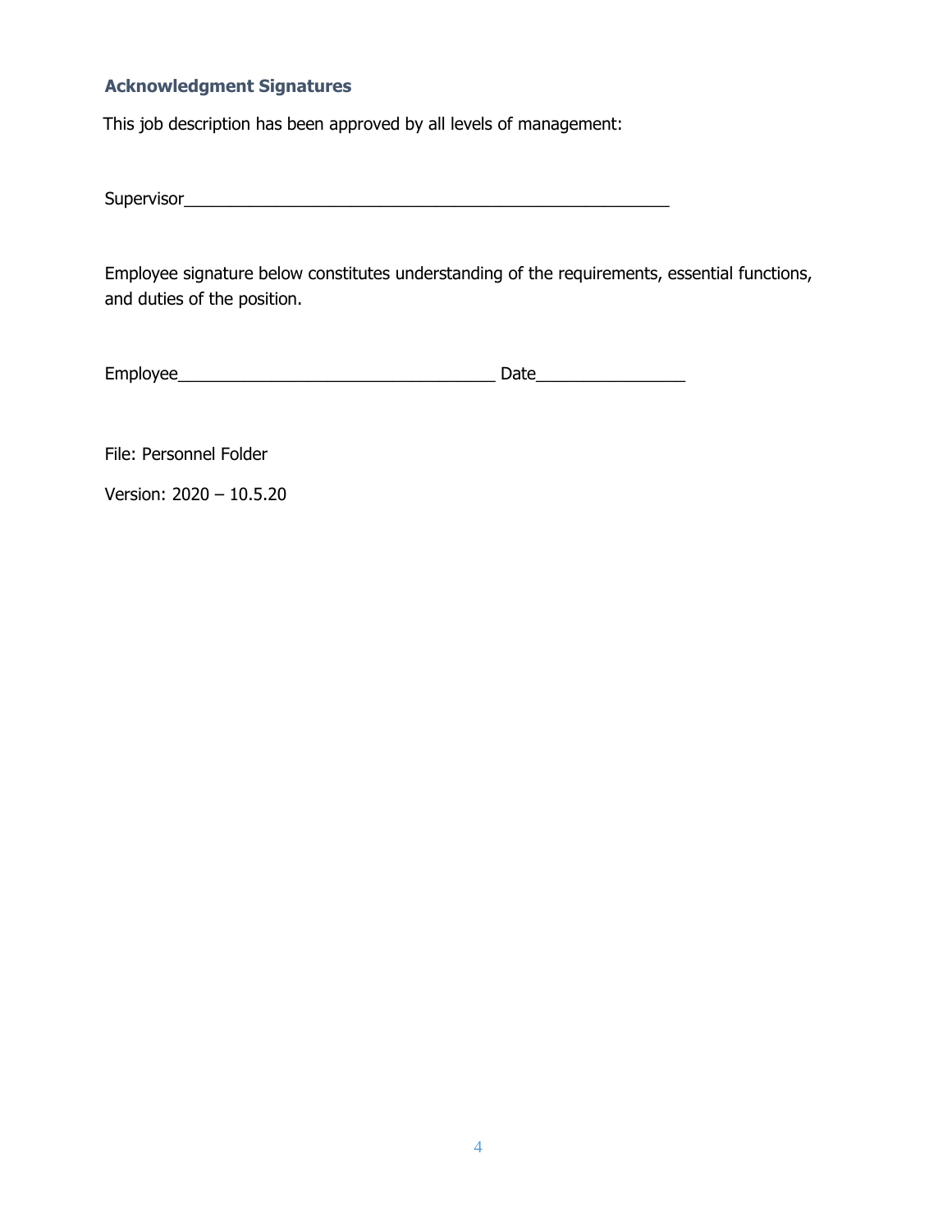### Acknowledgment Signatures

This job description has been approved by all levels of management:

Supervisor_______________________________________________________

Employee signature below constitutes understanding of the requirements, essential functions, and duties of the position.

Employee___________________________________ Date________________

File: Personnel Folder

Version: 2020 – 10.5.20